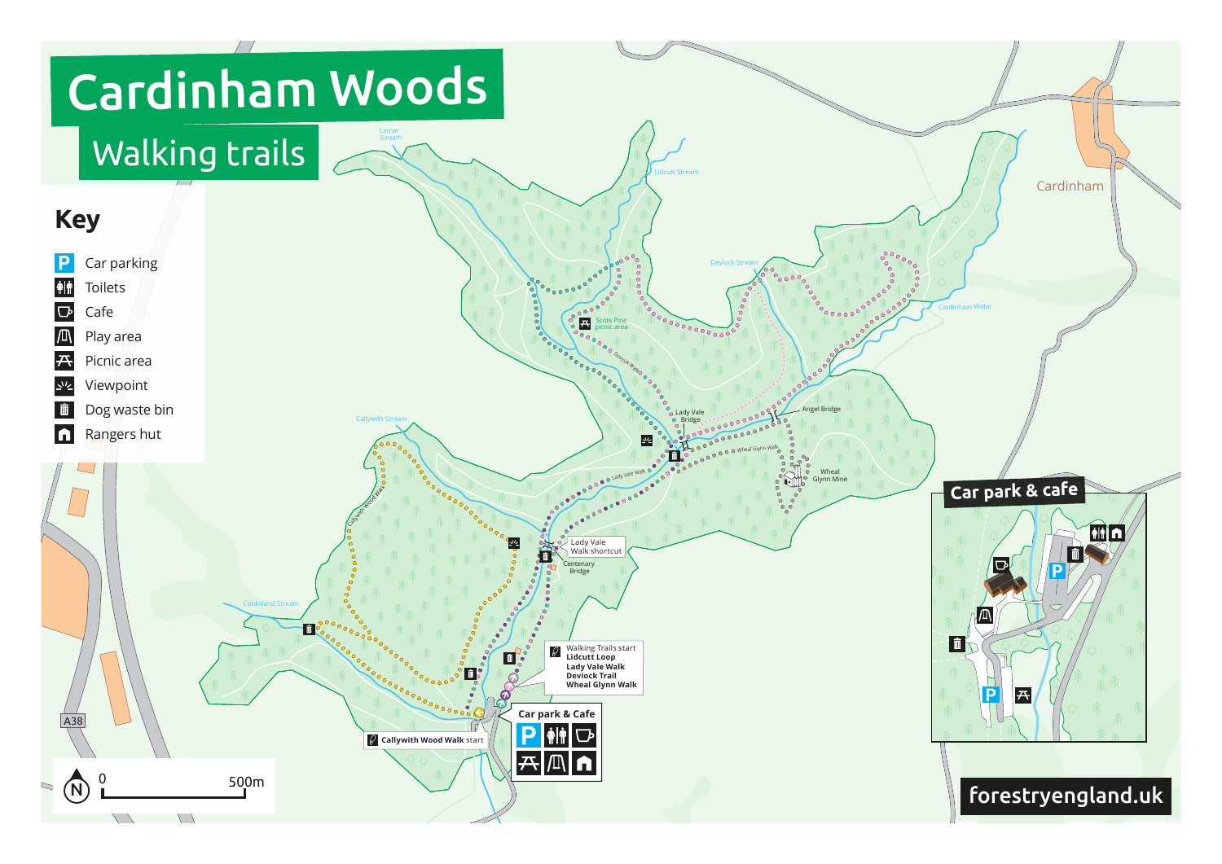# Cardinham Woods

## Walking trails

### Key

- Car parking
- Toilets
- Cafe
- Play area
- Picnic area
- Viewpoint
- Dog waste bin
- Rangers hut

Lerrar Stream

Lidcutt Stream

Deviock Stream

Cardinham

Cardinham Water

Scots Pine picnic area

Deviock Walk

Lady Vale Bridge

Angel Bridge

Wheal Glynn Walk

Wheal Glynn Mine

Lady Vale Walk

Callywith Stream

Callywith Wood Walk

Lady Vale Walk shortcut

Centenary Bridge

Cooksland Stream

A38

Walking Trails start
**Lidcutt Loop**
**Lady Vale Walk**
**Deviock Trail**
**Wheal Glynn Walk**

**Callywith Wood Walk** start

**Car park & Cafe**

## Car park & cafe

0 500m

forestryengland.uk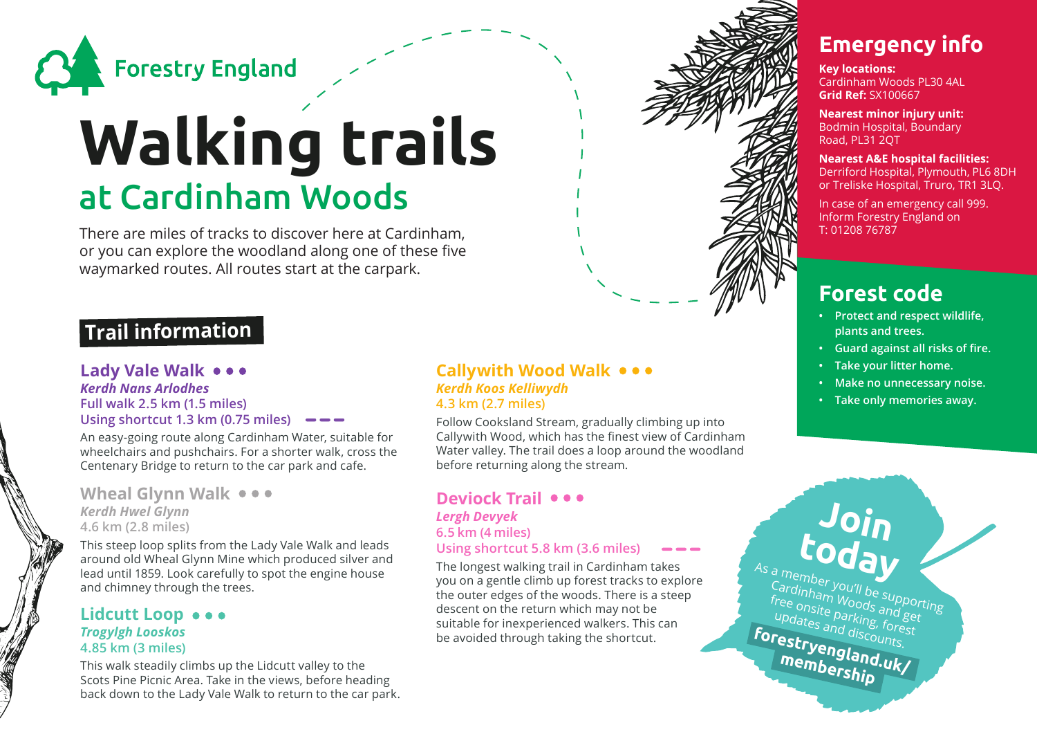Forestry England

# Walking trails

## at Cardinham Woods

There are miles of tracks to discover here at Cardinham, or you can explore the woodland along one of these five waymarked routes. All routes start at the carpark.

## Trail information

### Lady Vale Walk

***Kerdh Nans Arlodhes***

Full walk 2.5 km (1.5 miles)

Using shortcut 1.3 km (0.75 miles)

An easy-going route along Cardinham Water, suitable for wheelchairs and pushchairs. For a shorter walk, cross the Centenary Bridge to return to the car park and cafe.

### Wheal Glynn Walk

***Kerdh Hwel Glynn***

4.6 km (2.8 miles)

This steep loop splits from the Lady Vale Walk and leads around old Wheal Glynn Mine which produced silver and lead until 1859. Look carefully to spot the engine house and chimney through the trees.

### Lidcutt Loop

***Trogylgh Looskos***

4.85 km (3 miles)

This walk steadily climbs up the Lidcutt valley to the Scots Pine Picnic Area. Take in the views, before heading back down to the Lady Vale Walk to return to the car park.

### Callywith Wood Walk

***Kerdh Koos Kelliwydh***

4.3 km (2.7 miles)

Follow Cooksland Stream, gradually climbing up into Callywith Wood, which has the finest view of Cardinham Water valley. The trail does a loop around the woodland before returning along the stream.

### Deviock Trail

***Lergh Devyek***

6.5 km (4 miles)

Using shortcut 5.8 km (3.6 miles)

The longest walking trail in Cardinham takes you on a gentle climb up forest tracks to explore the outer edges of the woods. There is a steep descent on the return which may not be suitable for inexperienced walkers. This can be avoided through taking the shortcut.

## Emergency info

**Key locations:**
Cardinham Woods PL30 4AL
**Grid Ref:** SX100667

**Nearest minor injury unit:**
Bodmin Hospital, Boundary Road, PL31 2QT

**Nearest A&E hospital facilities:**
Derriford Hospital, Plymouth, PL6 8DH or Treliske Hospital, Truro, TR1 3LQ.

In case of an emergency call 999. Inform Forestry England on T: 01208 76787

## Forest code

- **Protect and respect wildlife, plants and trees.**
- **Guard against all risks of fire.**
- **Take your litter home.**
- **Make no unnecessary noise.**
- **Take only memories away.**

## Join today

As a member you'll be supporting Cardinham Woods and get free onsite parking, forest updates and discounts.

**forestryengland.uk/membership**